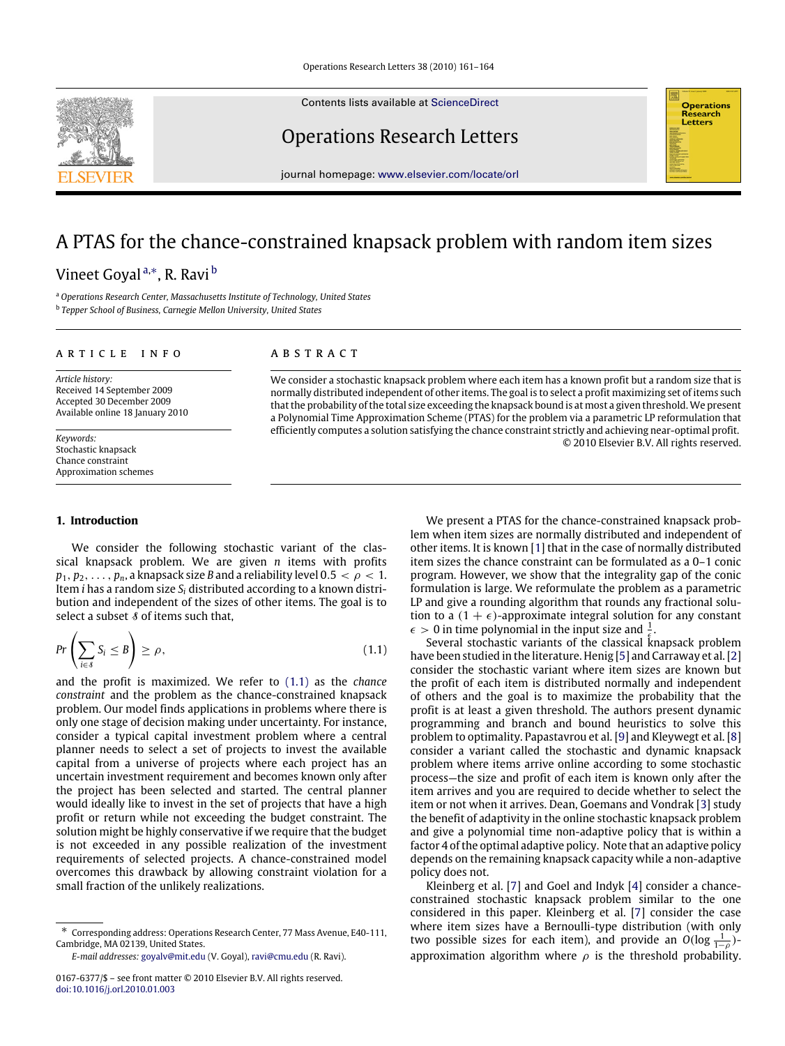Contents lists available at ScienceDirect

Operations Research Letters

journal homepage: www.elsevier.com/locate/orl

# A PTAS for the chance-constrained knapsack problem with random item sizes

Vineet Goyal [a,*], R. Ravi [b]

[a] *Operations Research Center, Massachusetts Institute of Technology, United States*
[b] *Tepper School of Business, Carnegie Mellon University, United States*

**ARTICLE INFO**

*Article history:*
Received 14 September 2009
Accepted 30 December 2009
Available online 18 January 2010

*Keywords:*
Stochastic knapsack
Chance constraint
Approximation schemes

**ABSTRACT**

We consider a stochastic knapsack problem where each item has a known profit but a random size that is normally distributed independent of other items. The goal is to select a profit maximizing set of items such that the probability of the total size exceeding the knapsack bound is at most a given threshold. We present a Polynomial Time Approximation Scheme (PTAS) for the problem via a parametric LP reformulation that efficiently computes a solution satisfying the chance constraint strictly and achieving near-optimal profit.

© 2010 Elsevier B.V. All rights reserved.

## 1. Introduction

We consider the following stochastic variant of the classical knapsack problem. We are given $n$ items with profits $p_1, p_2, \ldots, p_n$, a knapsack size $B$ and a reliability level $0.5 < \rho < 1$. Item $i$ has a random size $S_i$ distributed according to a known distribution and independent of the sizes of other items. The goal is to select a subset $\mathcal{S}$ of items such that,

$$Pr\left(\sum_{i \in \mathcal{S}} S_i \leq B\right) \geq \rho, \tag{1.1}$$

and the profit is maximized. We refer to (1.1) as the *chance constraint* and the problem as the chance-constrained knapsack problem. Our model finds applications in problems where there is only one stage of decision making under uncertainty. For instance, consider a typical capital investment problem where a central planner needs to select a set of projects to invest the available capital from a universe of projects where each project has an uncertain investment requirement and becomes known only after the project has been selected and started. The central planner would ideally like to invest in the set of projects that have a high profit or return while not exceeding the budget constraint. The solution might be highly conservative if we require that the budget is not exceeded in any possible realization of the investment requirements of selected projects. A chance-constrained model overcomes this drawback by allowing constraint violation for a small fraction of the unlikely realizations.

We present a PTAS for the chance-constrained knapsack problem when item sizes are normally distributed and independent of other items. It is known [1] that in the case of normally distributed item sizes the chance constraint can be formulated as a 0–1 conic program. However, we show that the integrality gap of the conic formulation is large. We reformulate the problem as a parametric LP and give a rounding algorithm that rounds any fractional solution to a $(1 + \epsilon)$-approximate integral solution for any constant $\epsilon > 0$ in time polynomial in the input size and $\frac{1}{\epsilon}$.

Several stochastic variants of the classical knapsack problem have been studied in the literature. Henig [5] and Carraway et al. [2] consider the stochastic variant where item sizes are known but the profit of each item is distributed normally and independent of others and the goal is to maximize the probability that the profit is at least a given threshold. The authors present dynamic programming and branch and bound heuristics to solve this problem to optimality. Papastavrou et al. [9] and Kleywegt et al. [8] consider a variant called the stochastic and dynamic knapsack problem where items arrive online according to some stochastic process—the size and profit of each item is known only after the item arrives and you are required to decide whether to select the item or not when it arrives. Dean, Goemans and Vondrak [3] study the benefit of adaptivity in the online stochastic knapsack problem and give a polynomial time non-adaptive policy that is within a factor 4 of the optimal adaptive policy. Note that an adaptive policy depends on the remaining knapsack capacity while a non-adaptive policy does not.

Kleinberg et al. [7] and Goel and Indyk [4] consider a chance-constrained stochastic knapsack problem similar to the one considered in this paper. Kleinberg et al. [7] consider the case where item sizes have a Bernoulli-type distribution (with only two possible sizes for each item), and provide an $O(\log \frac{1}{1-\rho})$-approximation algorithm where $\rho$ is the threshold probability.

* Corresponding address: Operations Research Center, 77 Mass Avenue, E40-111, Cambridge, MA 02139, United States.
*E-mail addresses:* goyalv@mit.edu (V. Goyal), ravi@cmu.edu (R. Ravi).

0167-6377/$ – see front matter © 2010 Elsevier B.V. All rights reserved.
doi:10.1016/j.orl.2010.01.003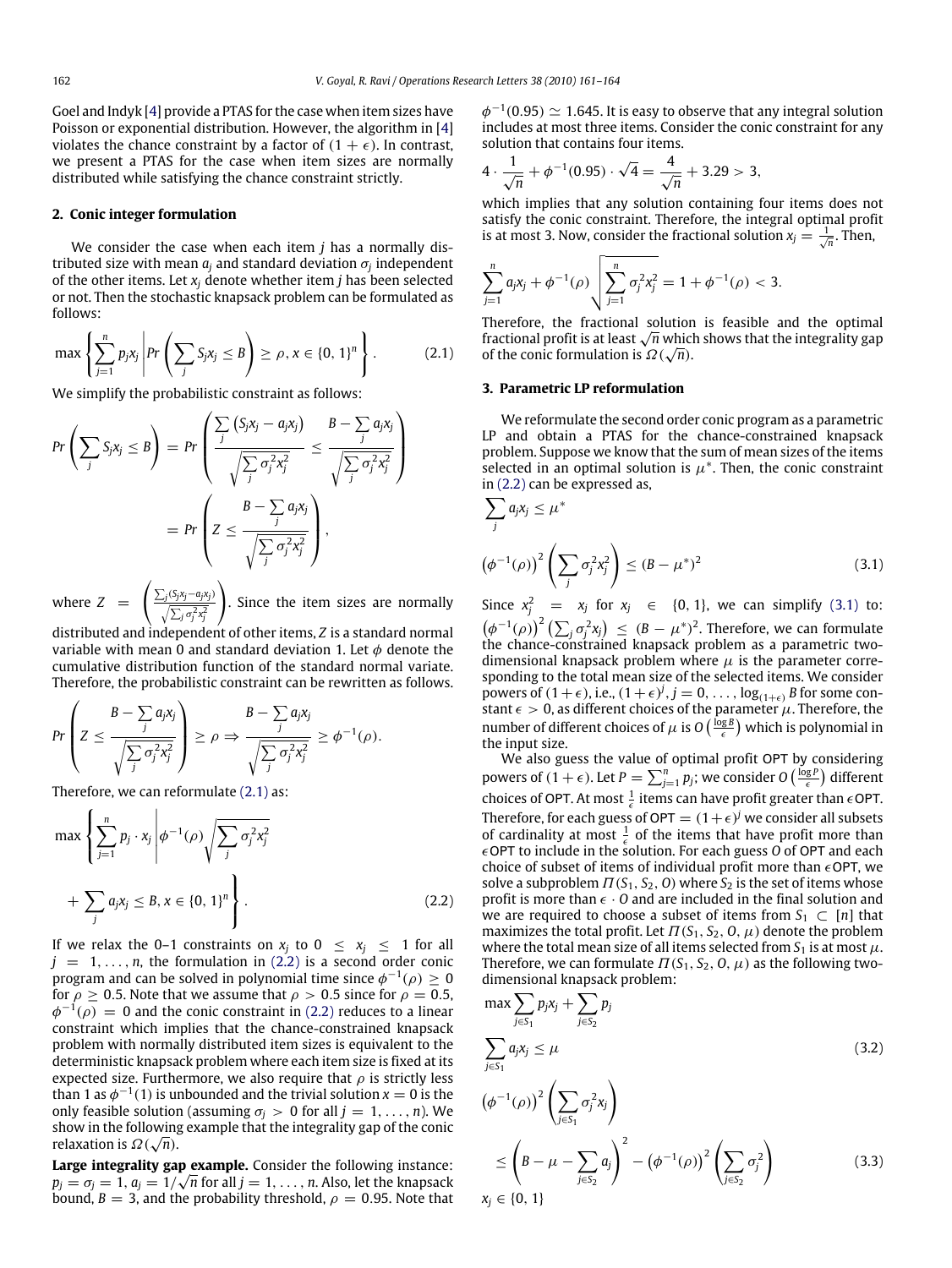Goel and Indyk [4] provide a PTAS for the case when item sizes have Poisson or exponential distribution. However, the algorithm in [4] violates the chance constraint by a factor of $(1+\epsilon)$. In contrast, we present a PTAS for the case when item sizes are normally distributed while satisfying the chance constraint strictly.

## 2. Conic integer formulation

We consider the case when each item $j$ has a normally distributed size with mean $a_j$ and standard deviation $\sigma_j$ independent of the other items. Let $x_j$ denote whether item $j$ has been selected or not. Then the stochastic knapsack problem can be formulated as follows:

$$\max\left\{\sum_{j=1}^{n} p_j x_j \,\middle|\, Pr\left(\sum_j S_j x_j \leq B\right) \geq \rho, x \in \{0,1\}^n\right\}. \tag{2.1}$$

We simplify the probabilistic constraint as follows:

$$Pr\left(\sum_j S_j x_j \leq B\right) = Pr\left(\frac{\sum_j (S_j x_j - a_j x_j)}{\sqrt{\sum_j \sigma_j^2 x_j^2}} \leq \frac{B - \sum_j a_j x_j}{\sqrt{\sum_j \sigma_j^2 x_j^2}}\right)$$

$$= Pr\left(Z \leq \frac{B - \sum_j a_j x_j}{\sqrt{\sum_j \sigma_j^2 x_j^2}}\right),$$

where $Z = \left(\frac{\sum_j (S_j x_j - a_j x_j)}{\sqrt{\sum_j \sigma_j^2 x_j^2}}\right)$. Since the item sizes are normally distributed and independent of other items, $Z$ is a standard normal variable with mean 0 and standard deviation 1. Let $\phi$ denote the cumulative distribution function of the standard normal variate. Therefore, the probabilistic constraint can be rewritten as follows.

$$Pr\left(Z \leq \frac{B - \sum_j a_j x_j}{\sqrt{\sum_j \sigma_j^2 x_j^2}}\right) \geq \rho \Rightarrow \frac{B - \sum_j a_j x_j}{\sqrt{\sum_j \sigma_j^2 x_j^2}} \geq \phi^{-1}(\rho).$$

Therefore, we can reformulate (2.1) as:

$$\max\left\{\sum_{j=1}^{n} p_j \cdot x_j \,\middle|\, \phi^{-1}(\rho)\sqrt{\sum_j \sigma_j^2 x_j^2} + \sum_j a_j x_j \leq B, x \in \{0,1\}^n\right\}. \tag{2.2}$$

If we relax the 0–1 constraints on $x_j$ to $0 \leq x_j \leq 1$ for all $j = 1, \ldots, n$, the formulation in (2.2) is a second order conic program and can be solved in polynomial time since $\phi^{-1}(\rho) \geq 0$ for $\rho \geq 0.5$. Note that we assume that $\rho > 0.5$ since for $\rho = 0.5$, $\phi^{-1}(\rho) = 0$ and the conic constraint in (2.2) reduces to a linear constraint which implies that the chance-constrained knapsack problem with normally distributed item sizes is equivalent to the deterministic knapsack problem where each item size is fixed at its expected size. Furthermore, we also require that $\rho$ is strictly less than 1 as $\phi^{-1}(1)$ is unbounded and the trivial solution $x = 0$ is the only feasible solution (assuming $\sigma_j > 0$ for all $j = 1, \ldots, n$). We show in the following example that the integrality gap of the conic relaxation is $\Omega(\sqrt{n})$.

**Large integrality gap example.** Consider the following instance: $p_j = \sigma_j = 1$, $a_j = 1/\sqrt{n}$ for all $j = 1, \ldots, n$. Also, let the knapsack bound, $B = 3$, and the probability threshold, $\rho = 0.95$. Note that $\phi^{-1}(0.95) \simeq 1.645$. It is easy to observe that any integral solution includes at most three items. Consider the conic constraint for any solution that contains four items.

$$4 \cdot \frac{1}{\sqrt{n}} + \phi^{-1}(0.95) \cdot \sqrt{4} = \frac{4}{\sqrt{n}} + 3.29 > 3,$$

which implies that any solution containing four items does not satisfy the conic constraint. Therefore, the integral optimal profit is at most 3. Now, consider the fractional solution $x_j = \frac{1}{\sqrt{n}}$. Then,

$$\sum_{j=1}^{n} a_j x_j + \phi^{-1}(\rho)\sqrt{\sum_{j=1}^{n} \sigma_j^2 x_j^2} = 1 + \phi^{-1}(\rho) < 3.$$

Therefore, the fractional solution is feasible and the optimal fractional profit is at least $\sqrt{n}$ which shows that the integrality gap of the conic formulation is $\Omega(\sqrt{n})$.

## 3. Parametric LP reformulation

We reformulate the second order conic program as a parametric LP and obtain a PTAS for the chance-constrained knapsack problem. Suppose we know that the sum of mean sizes of the items selected in an optimal solution is $\mu^*$. Then, the conic constraint in (2.2) can be expressed as,

$$\sum_j a_j x_j \leq \mu^*$$

$$\left(\phi^{-1}(\rho)\right)^2 \left(\sum_j \sigma_j^2 x_j^2\right) \leq (B - \mu^*)^2 \tag{3.1}$$

Since $x_j^2 = x_j$ for $x_j \in \{0,1\}$, we can simplify (3.1) to: $\left(\phi^{-1}(\rho)\right)^2 \left(\sum_j \sigma_j^2 x_j\right) \leq (B - \mu^*)^2$. Therefore, we can formulate the chance-constrained knapsack problem as a parametric two-dimensional knapsack problem where $\mu$ is the parameter corresponding to the total mean size of the selected items. We consider powers of $(1+\epsilon)$, i.e., $(1+\epsilon)^j$, $j = 0, \ldots, \log_{(1+\epsilon)} B$ for some constant $\epsilon > 0$, as different choices of the parameter $\mu$. Therefore, the number of different choices of $\mu$ is $O\left(\frac{\log B}{\epsilon}\right)$ which is polynomial in the input size.

We also guess the value of optimal profit OPT by considering powers of $(1+\epsilon)$. Let $P = \sum_{j=1}^{n} p_j$; we consider $O\left(\frac{\log P}{\epsilon}\right)$ different choices of OPT. At most $\frac{1}{\epsilon}$ items can have profit greater than $\epsilon$OPT. Therefore, for each guess of OPT $= (1+\epsilon)^j$ we consider all subsets of cardinality at most $\frac{1}{\epsilon}$ of the items that have profit more than $\epsilon$OPT to include in the solution. For each guess $O$ of OPT and each choice of subset of items of individual profit more than $\epsilon$OPT, we solve a subproblem $\Pi(S_1, S_2, O)$ where $S_2$ is the set of items whose profit is more than $\epsilon \cdot O$ and are included in the final solution and we are required to choose a subset of items from $S_1 \subset [n]$ that maximizes the total profit. Let $\Pi(S_1, S_2, O, \mu)$ denote the problem where the total mean size of all items selected from $S_1$ is at most $\mu$. Therefore, we can formulate $\Pi(S_1, S_2, O, \mu)$ as the following two-dimensional knapsack problem:

$$\max \sum_{j \in S_1} p_j x_j + \sum_{j \in S_2} p_j$$

$$\sum_{j \in S_1} a_j x_j \leq \mu \tag{3.2}$$

$$\left(\phi^{-1}(\rho)\right)^2 \left(\sum_{j \in S_1} \sigma_j^2 x_j\right) \leq \left(B - \mu - \sum_{j \in S_2} a_j\right)^2 - \left(\phi^{-1}(\rho)\right)^2 \left(\sum_{j \in S_2} \sigma_j^2\right) \tag{3.3}$$

$$x_j \in \{0,1\}$$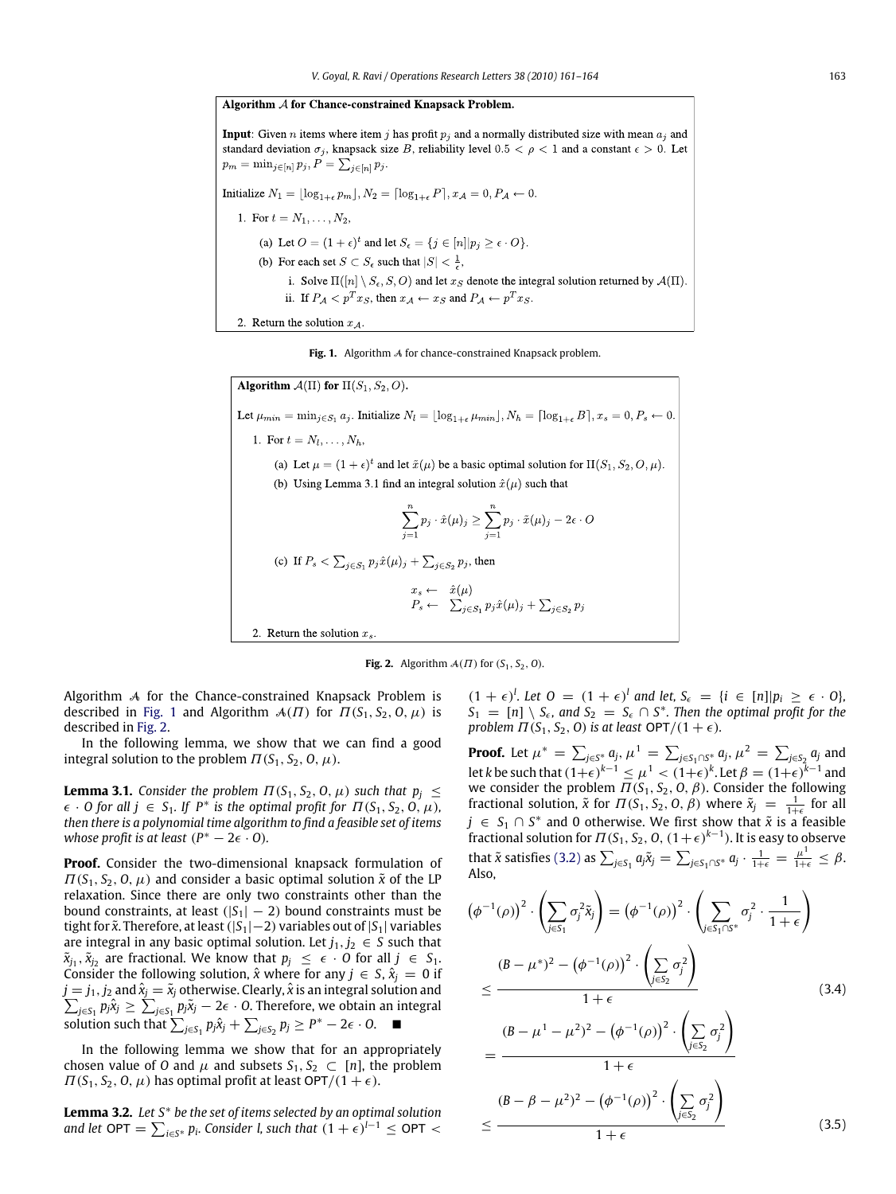**Algorithm $\mathcal{A}$ for Chance-constrained Knapsack Problem.**

**Input**: Given $n$ items where item $j$ has profit $p_j$ and a normally distributed size with mean $a_j$ and standard deviation $\sigma_j$, knapsack size $B$, reliability level $0.5 < \rho < 1$ and a constant $\epsilon > 0$. Let $p_m = \min_{j\in[n]} p_j$, $P = \sum_{j\in[n]} p_j$.

Initialize $N_1 = \lfloor \log_{1+\epsilon} p_m \rfloor$, $N_2 = \lceil \log_{1+\epsilon} P \rceil$, $x_{\mathcal{A}} = 0$, $P_{\mathcal{A}} \leftarrow 0$.

1. For $t = N_1, \ldots, N_2$,
   (a) Let $O = (1+\epsilon)^t$ and let $S_\epsilon = \{j \in [n] | p_j \geq \epsilon \cdot O\}$.
   (b) For each set $S \subset S_\epsilon$ such that $|S| < \frac{1}{\epsilon}$,
      i. Solve $\Pi([n] \setminus S_\epsilon, S, O)$ and let $x_S$ denote the integral solution returned by $\mathcal{A}(\Pi)$.
      ii. If $P_{\mathcal{A}} < p^T x_S$, then $x_{\mathcal{A}} \leftarrow x_S$ and $P_{\mathcal{A}} \leftarrow p^T x_S$.
2. Return the solution $x_{\mathcal{A}}$.

**Fig. 1.** Algorithm $\mathcal{A}$ for chance-constrained Knapsack problem.

**Algorithm $\mathcal{A}(\Pi)$ for $\Pi(S_1, S_2, O)$.**

Let $\mu_{min} = \min_{j\in S_1} a_j$. Initialize $N_l = \lfloor \log_{1+\epsilon} \mu_{min} \rfloor$, $N_h = \lceil \log_{1+\epsilon} B \rceil$, $x_s = 0$, $P_s \leftarrow 0$.

1. For $t = N_l, \ldots, N_h$,
   (a) Let $\mu = (1+\epsilon)^t$ and let $\tilde{x}(\mu)$ be a basic optimal solution for $\Pi(S_1, S_2, O, \mu)$.
   (b) Using Lemma 3.1 find an integral solution $\hat{x}(\mu)$ such that
   $$\sum_{j=1}^{n} p_j \cdot \hat{x}(\mu)_j \geq \sum_{j=1}^{n} p_j \cdot \tilde{x}(\mu)_j - 2\epsilon \cdot O$$
   (c) If $P_s < \sum_{j\in S_1} p_j \hat{x}(\mu)_j + \sum_{j\in S_2} p_j$, then
   $$x_s \leftarrow \hat{x}(\mu)$$
   $$P_s \leftarrow \sum_{j\in S_1} p_j \hat{x}(\mu)_j + \sum_{j\in S_2} p_j$$
2. Return the solution $x_s$.

**Fig. 2.** Algorithm $\mathcal{A}(\Pi)$ for $(S_1, S_2, O)$.

Algorithm $\mathcal{A}$ for the Chance-constrained Knapsack Problem is described in Fig. 1 and Algorithm $\mathcal{A}(\Pi)$ for $\Pi(S_1, S_2, O, \mu)$ is described in Fig. 2.

In the following lemma, we show that we can find a good integral solution to the problem $\Pi(S_1, S_2, O, \mu)$.

**Lemma 3.1.** *Consider the problem $\Pi(S_1, S_2, O, \mu)$ such that $p_j \leq \epsilon \cdot O$ for all $j \in S_1$. If $P^*$ is the optimal profit for $\Pi(S_1, S_2, O, \mu)$, then there is a polynomial time algorithm to find a feasible set of items whose profit is at least $(P^* - 2\epsilon \cdot O)$.*

**Proof.** Consider the two-dimensional knapsack formulation of $\Pi(S_1, S_2, O, \mu)$ and consider a basic optimal solution $\tilde{x}$ of the LP relaxation. Since there are only two constraints other than the bound constraints, at least $(|S_1| - 2)$ bound constraints must be tight for $\tilde{x}$. Therefore, at least $(|S_1|-2)$ variables out of $|S_1|$ variables are integral in any basic optimal solution. Let $j_1, j_2 \in S$ such that $\tilde{x}_{j_1}, \tilde{x}_{j_2}$ are fractional. We know that $p_j \leq \epsilon \cdot O$ for all $j \in S_1$. Consider the following solution, $\hat{x}$ where for any $j \in S$, $\hat{x}_j = 0$ if $j = j_1, j_2$ and $\hat{x}_j = \tilde{x}_j$ otherwise. Clearly, $\hat{x}$ is an integral solution and $\sum_{j\in S_1} p_j \hat{x}_j \geq \sum_{j\in S_1} p_j \tilde{x}_j - 2\epsilon \cdot O$. Therefore, we obtain an integral solution such that $\sum_{j\in S_1} p_j \hat{x}_j + \sum_{j\in S_2} p_j \geq P^* - 2\epsilon \cdot O$. ■

In the following lemma we show that for an appropriately chosen value of $O$ and $\mu$ and subsets $S_1, S_2 \subset [n]$, the problem $\Pi(S_1, S_2, O, \mu)$ has optimal profit at least $\mathsf{OPT}/(1+\epsilon)$.

**Lemma 3.2.** *Let $S^*$ be the set of items selected by an optimal solution and let $\mathsf{OPT} = \sum_{i\in S^*} p_i$. Consider $l$, such that $(1+\epsilon)^{l-1} \leq \mathsf{OPT} < (1+\epsilon)^l$. Let $O = (1+\epsilon)^l$ and let, $S_\epsilon = \{i \in [n] | p_i \geq \epsilon \cdot O\}$, $S_1 = [n] \setminus S_\epsilon$, and $S_2 = S_\epsilon \cap S^*$. Then the optimal profit for the problem $\Pi(S_1, S_2, O)$ is at least $\mathsf{OPT}/(1+\epsilon)$.*

**Proof.** Let $\mu^* = \sum_{j\in S^*} a_j$, $\mu^1 = \sum_{j\in S_1\cap S^*} a_j$, $\mu^2 = \sum_{j\in S_2} a_j$ and let $k$ be such that $(1+\epsilon)^{k-1} \leq \mu^1 < (1+\epsilon)^k$. Let $\beta = (1+\epsilon)^{k-1}$ and we consider the problem $\Pi(S_1, S_2, O, \beta)$. Consider the following fractional solution, $\tilde{x}$ for $\Pi(S_1, S_2, O, \beta)$ where $\tilde{x}_j = \frac{1}{1+\epsilon}$ for all $j \in S_1 \cap S^*$ and 0 otherwise. We first show that $\tilde{x}$ is a feasible fractional solution for $\Pi(S_1, S_2, O, (1+\epsilon)^{k-1})$. It is easy to observe that $\tilde{x}$ satisfies (3.2) as $\sum_{j\in S_1} a_j \tilde{x}_j = \sum_{j\in S_1\cap S^*} a_j \cdot \frac{1}{1+\epsilon} = \frac{\mu^1}{1+\epsilon} \leq \beta$. Also,

$$\left(\phi^{-1}(\rho)\right)^2 \cdot \left(\sum_{j\in S_1} \sigma_j^2 \tilde{x}_j\right) = \left(\phi^{-1}(\rho)\right)^2 \cdot \left(\sum_{j\in S_1\cap S^*} \sigma_j^2 \cdot \frac{1}{1+\epsilon}\right)$$

$$\leq \frac{(B - \mu^*)^2 - \left(\phi^{-1}(\rho)\right)^2 \cdot \left(\sum_{j\in S_2} \sigma_j^2\right)}{1+\epsilon} \tag{3.4}$$

$$= \frac{(B - \mu^1 - \mu^2)^2 - \left(\phi^{-1}(\rho)\right)^2 \cdot \left(\sum_{j\in S_2} \sigma_j^2\right)}{1+\epsilon}$$

$$\leq \frac{(B - \beta - \mu^2)^2 - \left(\phi^{-1}(\rho)\right)^2 \cdot \left(\sum_{j\in S_2} \sigma_j^2\right)}{1+\epsilon} \tag{3.5}$$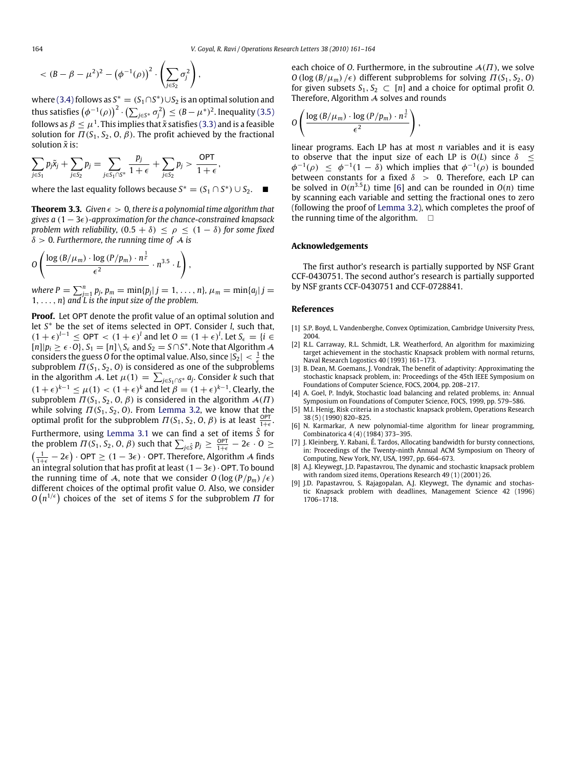$$< (B - \beta - \mu^2)^2 - \left(\phi^{-1}(\rho)\right)^2 \cdot \left(\sum_{j \in S_2} \sigma_j^2\right),$$

where (3.4) follows as $S^* = (S_1 \cap S^*) \cup S_2$ is an optimal solution and thus satisfies $\left(\phi^{-1}(\rho)\right)^2 \cdot \left(\sum_{j \in S^*} \sigma_j^2\right) \leq (B - \mu^*)^2$. Inequality (3.5) follows as $\beta \leq \mu^1$. This implies that $\tilde{x}$ satisfies (3.3) and is a feasible solution for $\Pi(S_1, S_2, O, \beta)$. The profit achieved by the fractional solution $\tilde{x}$ is:

$$\sum_{j \in S_1} p_j \tilde{x}_j + \sum_{j \in S_2} p_j = \sum_{j \in S_1 \cap S^*} \frac{p_j}{1 + \epsilon} + \sum_{j \in S_2} p_j > \frac{\mathsf{OPT}}{1 + \epsilon},$$

where the last equality follows because $S^* = (S_1 \cap S^*) \cup S_2$. ■

**Theorem 3.3.** *Given $\epsilon > 0$, there is a polynomial time algorithm that gives a $(1 - 3\epsilon)$-approximation for the chance-constrained knapsack problem with reliability, $(0.5 + \delta) \leq \rho \leq (1 - \delta)$ for some fixed $\delta > 0$. Furthermore, the running time of $\mathcal{A}$ is*

$$O\left(\frac{\log (B/\mu_m) \cdot \log (P/p_m) \cdot n^{\frac{1}{\epsilon}}}{\epsilon^2} \cdot n^{3.5} \cdot L\right),$$

*where $P = \sum_{j=1}^{n} p_j$, $p_m = \min\{p_j \mid j = 1, \ldots, n\}$, $\mu_m = \min\{a_j \mid j = 1, \ldots, n\}$ and $L$ is the input size of the problem.*

**Proof.** Let $\mathsf{OPT}$ denote the profit value of an optimal solution and let $S^*$ be the set of items selected in $\mathsf{OPT}$. Consider $l$, such that, $(1 + \epsilon)^{l-1} \leq \mathsf{OPT} < (1 + \epsilon)^l$ and let $O = (1 + \epsilon)^l$. Let $S_\epsilon = \{i \in [n] | p_i \geq \epsilon \cdot O\}$, $S_1 = [n] \setminus S_\epsilon$ and $S_2 = S \cap S^*$. Note that Algorithm $\mathcal{A}$ considers the guess $O$ for the optimal value. Also, since $|S_2| < \frac{1}{\epsilon}$ the subproblem $\Pi(S_1, S_2, O)$ is considered as one of the subproblems in the algorithm $\mathcal{A}$. Let $\mu(1) = \sum_{j \in S_1 \cap S^*} a_j$. Consider $k$ such that $(1 + \epsilon)^{k-1} \leq \mu(1) < (1 + \epsilon)^k$ and let $\beta = (1 + \epsilon)^{k-1}$. Clearly, the subproblem $\Pi(S_1, S_2, O, \beta)$ is considered in the algorithm $\mathcal{A}(\Pi)$ while solving $\Pi(S_1, S_2, O)$. From Lemma 3.2, we know that the optimal profit for the subproblem $\Pi(S_1, S_2, O, \beta)$ is at least $\frac{\mathsf{OPT}}{1+\epsilon}$. Furthermore, using Lemma 3.1 we can find a set of items $\hat{S}$ for the problem $\Pi(S_1, S_2, O, \beta)$ such that $\sum_{j \in \hat{S}} p_j \geq \frac{\mathsf{OPT}}{1+\epsilon} - 2\epsilon \cdot O \geq \left(\frac{1}{1+\epsilon} - 2\epsilon\right) \cdot \mathsf{OPT} \geq (1 - 3\epsilon) \cdot \mathsf{OPT}$. Therefore, Algorithm $\mathcal{A}$ finds an integral solution that has profit at least $(1 - 3\epsilon) \cdot \mathsf{OPT}$. To bound the running time of $\mathcal{A}$, note that we consider $O\left(\log (P/p_m)/\epsilon\right)$ different choices of the optimal profit value $O$. Also, we consider $O\left(n^{1/\epsilon}\right)$ choices of the set of items $S$ for the subproblem $\Pi$ for each choice of $O$. Furthermore, in the subroutine $\mathcal{A}(\Pi)$, we solve $O\left(\log (B/\mu_m)/\epsilon\right)$ different subproblems for solving $\Pi(S_1, S_2, O)$ for given subsets $S_1, S_2 \subset [n]$ and a choice for optimal profit $O$. Therefore, Algorithm $\mathcal{A}$ solves and rounds

$$O\left(\frac{\log (B/\mu_m) \cdot \log (P/p_m) \cdot n^{\frac{1}{\epsilon}}}{\epsilon^2}\right),$$

linear programs. Each LP has at most $n$ variables and it is easy to observe that the input size of each LP is $O(L)$ since $\delta \leq \phi^{-1}(\rho) \leq \phi^{-1}(1 - \delta)$ which implies that $\phi^{-1}(\rho)$ is bounded between constants for a fixed $\delta > 0$. Therefore, each LP can be solved in $O(n^{3.5}L)$ time [6] and can be rounded in $O(n)$ time by scanning each variable and setting the fractional ones to zero (following the proof of Lemma 3.2), which completes the proof of the running time of the algorithm. □

## Acknowledgements

The first author's research is partially supported by NSF Grant CCF-0430751. The second author's research is partially supported by NSF grants CCF-0430751 and CCF-0728841.

## References

[1] S.P. Boyd, L. Vandenberghe, Convex Optimization, Cambridge University Press, 2004.

[2] R.L. Carraway, R.L. Schmidt, L.R. Weatherford, An algorithm for maximizing target achievement in the stochastic Knapsack problem with normal returns, Naval Research Logostics 40 (1993) 161–173.

[3] B. Dean, M. Goemans, J. Vondrak, The benefit of adaptivity: Approximating the stochastic knapsack problem, in: Proceedings of the 45th IEEE Symposium on Foundations of Computer Science, FOCS, 2004, pp. 208–217.

[4] A. Goel, P. Indyk, Stochastic load balancing and related problems, in: Annual Symposium on Foundations of Computer Science, FOCS, 1999, pp. 579–586.

[5] M.I. Henig, Risk criteria in a stochastic knapsack problem, Operations Research 38 (5) (1990) 820–825.

[6] N. Karmarkar, A new polynomial-time algorithm for linear programming, Combinatorica 4 (4) (1984) 373–395.

[7] J. Kleinberg, Y. Rabani, É. Tardos, Allocating bandwidth for bursty connections, in: Proceedings of the Twenty-ninth Annual ACM Symposium on Theory of Computing, New York, NY, USA, 1997, pp. 664–673.

[8] A.J. Kleywegt, J.D. Papastavrou, The dynamic and stochastic knapsack problem with random sized items, Operations Research 49 (1) (2001) 26.

[9] J.D. Papastavrou, S. Rajagopalan, A.J. Kleywegt, The dynamic and stochastic Knapsack problem with deadlines, Management Science 42 (1996) 1706–1718.